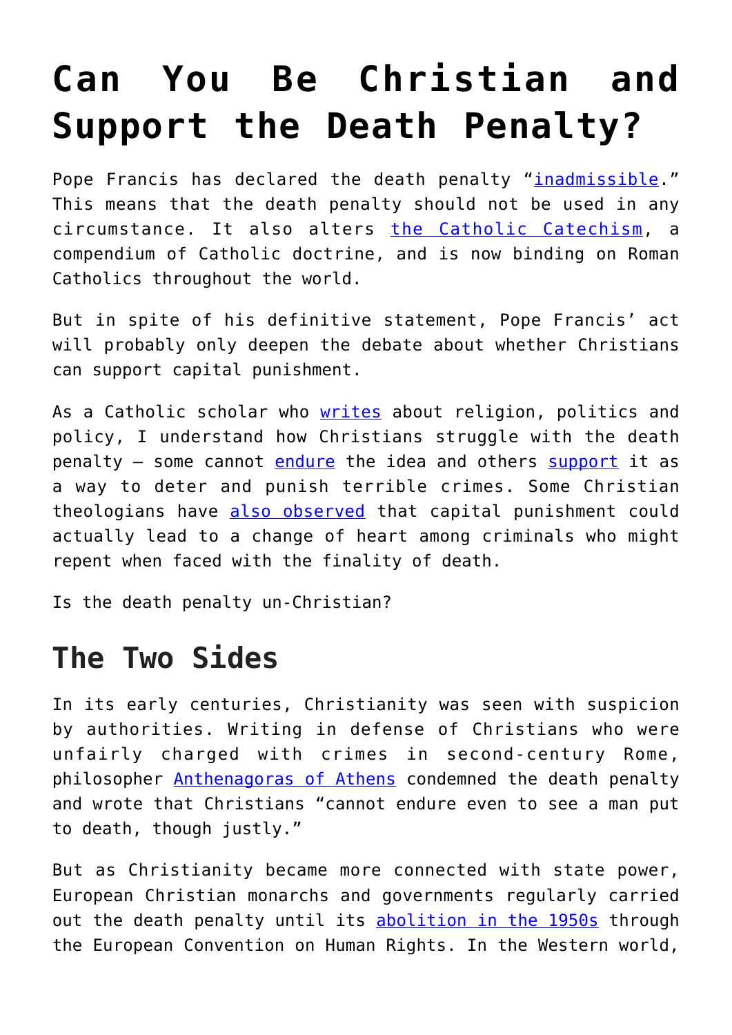# Can You Be Christian and Support the Death Penalty?

Pope Francis has declared the death penalty "inadmissible." This means that the death penalty should not be used in any circumstance. It also alters the Catholic Catechism, a compendium of Catholic doctrine, and is now binding on Roman Catholics throughout the world.

But in spite of his definitive statement, Pope Francis' act will probably only deepen the debate about whether Christians can support capital punishment.

As a Catholic scholar who writes about religion, politics and policy, I understand how Christians struggle with the death penalty – some cannot endure the idea and others support it as a way to deter and punish terrible crimes. Some Christian theologians have also observed that capital punishment could actually lead to a change of heart among criminals who might repent when faced with the finality of death.

Is the death penalty un-Christian?

## The Two Sides

In its early centuries, Christianity was seen with suspicion by authorities. Writing in defense of Christians who were unfairly charged with crimes in second-century Rome, philosopher Anthenagoras of Athens condemned the death penalty and wrote that Christians "cannot endure even to see a man put to death, though justly."

But as Christianity became more connected with state power, European Christian monarchs and governments regularly carried out the death penalty until its abolition in the 1950s through the European Convention on Human Rights. In the Western world,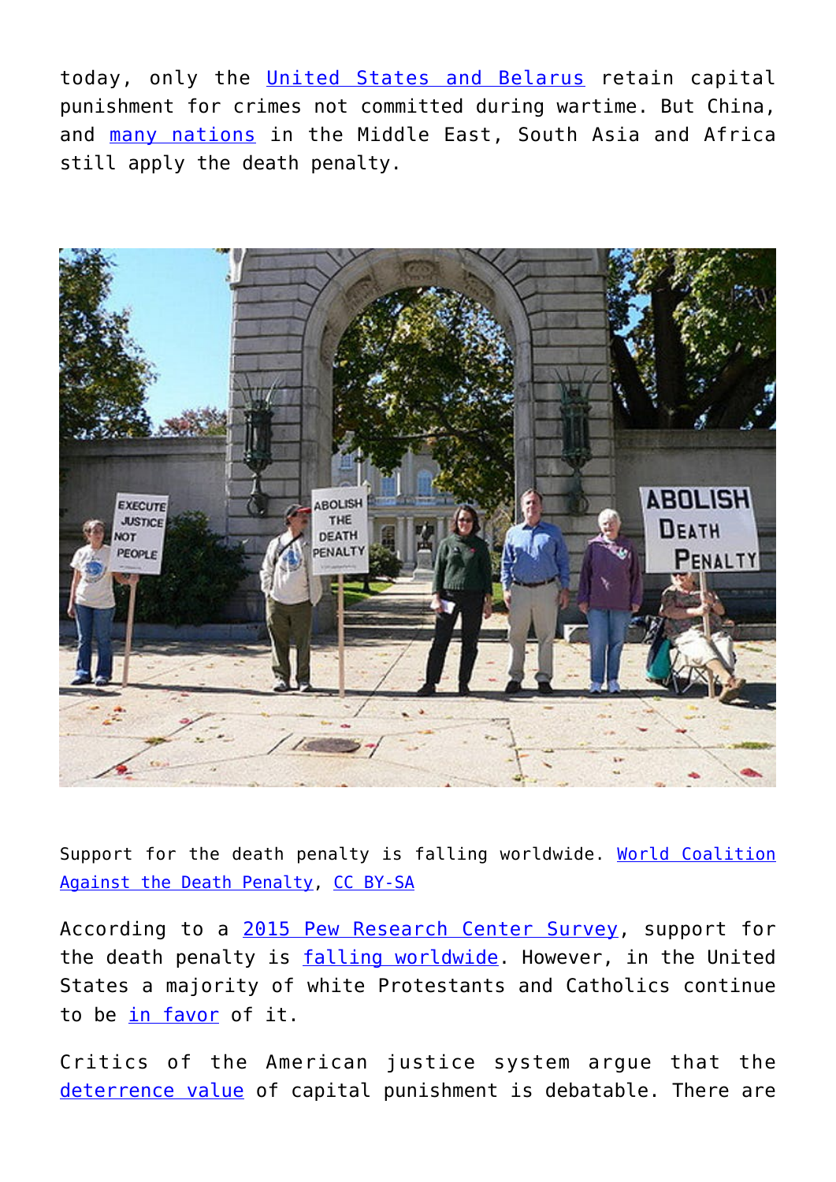today, only the United States and Belarus retain capital punishment for crimes not committed during wartime. But China, and many nations in the Middle East, South Asia and Africa still apply the death penalty.

Support for the death penalty is falling worldwide. World Coalition Against the Death Penalty, CC BY-SA

According to a 2015 Pew Research Center Survey, support for the death penalty is falling worldwide. However, in the United States a majority of white Protestants and Catholics continue to be in favor of it.

Critics of the American justice system argue that the deterrence value of capital punishment is debatable. There are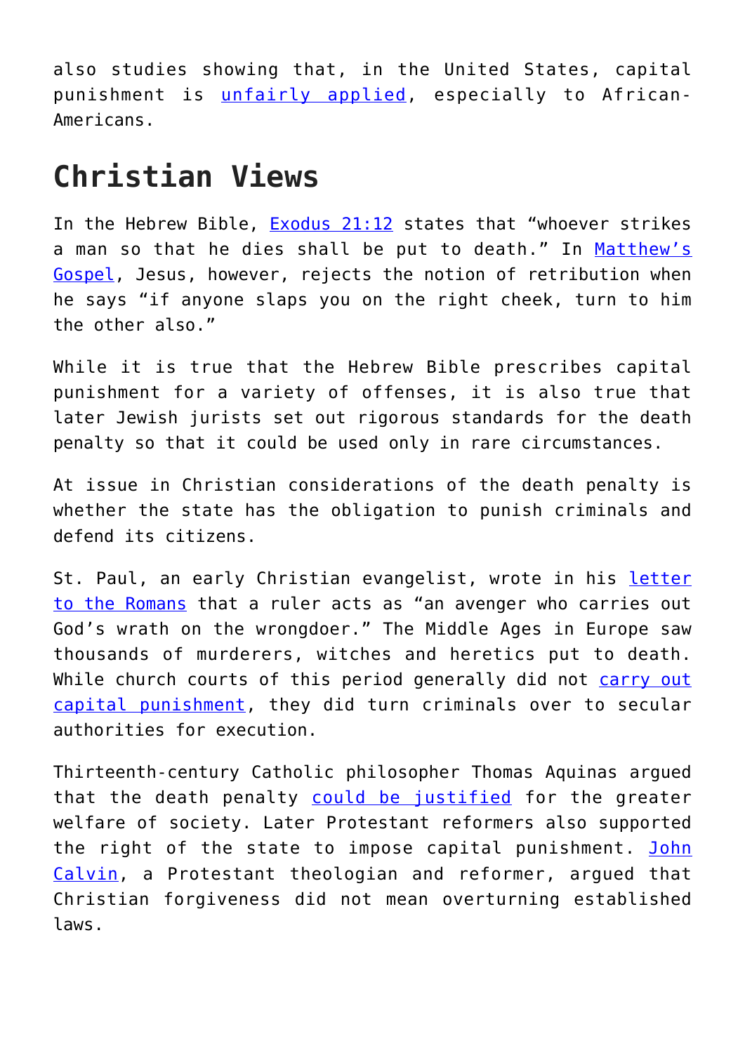also studies showing that, in the United States, capital punishment is unfairly applied, especially to African-Americans.

## Christian Views

In the Hebrew Bible, Exodus 21:12 states that "whoever strikes a man so that he dies shall be put to death." In Matthew's Gospel, Jesus, however, rejects the notion of retribution when he says "if anyone slaps you on the right cheek, turn to him the other also."

While it is true that the Hebrew Bible prescribes capital punishment for a variety of offenses, it is also true that later Jewish jurists set out rigorous standards for the death penalty so that it could be used only in rare circumstances.

At issue in Christian considerations of the death penalty is whether the state has the obligation to punish criminals and defend its citizens.

St. Paul, an early Christian evangelist, wrote in his letter to the Romans that a ruler acts as "an avenger who carries out God's wrath on the wrongdoer." The Middle Ages in Europe saw thousands of murderers, witches and heretics put to death. While church courts of this period generally did not carry out capital punishment, they did turn criminals over to secular authorities for execution.

Thirteenth-century Catholic philosopher Thomas Aquinas argued that the death penalty could be justified for the greater welfare of society. Later Protestant reformers also supported the right of the state to impose capital punishment. John Calvin, a Protestant theologian and reformer, argued that Christian forgiveness did not mean overturning established laws.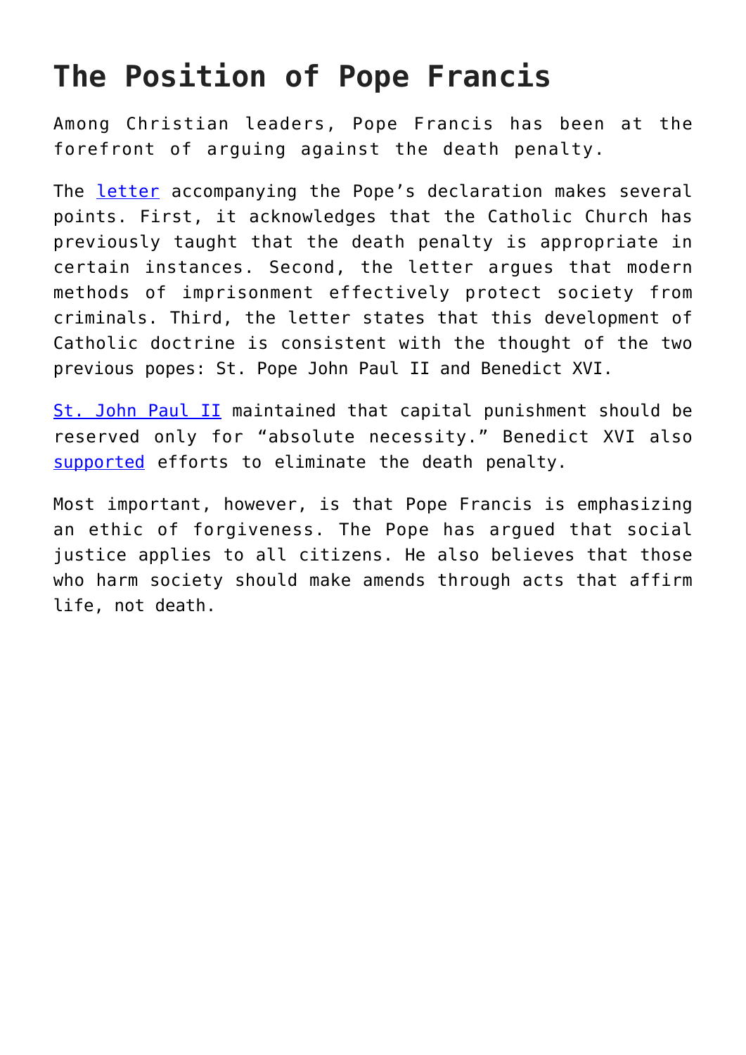# The Position of Pope Francis

Among Christian leaders, Pope Francis has been at the forefront of arguing against the death penalty.

The letter accompanying the Pope's declaration makes several points. First, it acknowledges that the Catholic Church has previously taught that the death penalty is appropriate in certain instances. Second, the letter argues that modern methods of imprisonment effectively protect society from criminals. Third, the letter states that this development of Catholic doctrine is consistent with the thought of the two previous popes: St. Pope John Paul II and Benedict XVI.

St. John Paul II maintained that capital punishment should be reserved only for "absolute necessity." Benedict XVI also supported efforts to eliminate the death penalty.

Most important, however, is that Pope Francis is emphasizing an ethic of forgiveness. The Pope has argued that social justice applies to all citizens. He also believes that those who harm society should make amends through acts that affirm life, not death.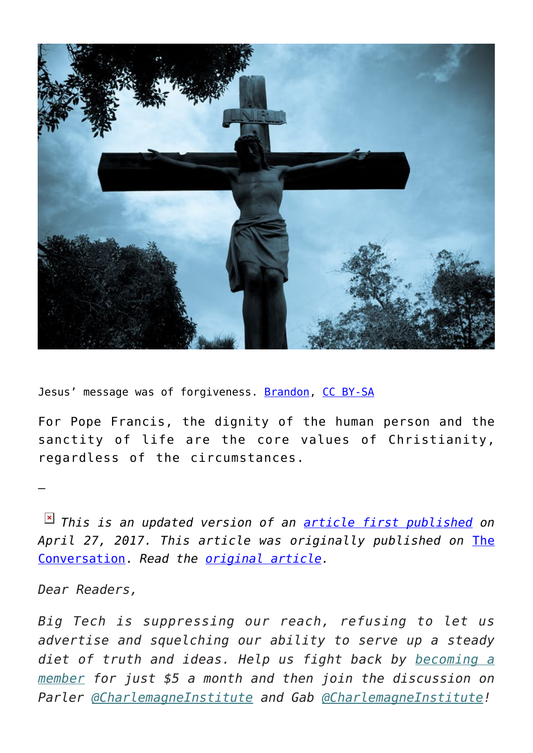Jesus' message was of forgiveness. Brandon, CC BY-SA

For Pope Francis, the dignity of the human person and the sanctity of life are the core values of Christianity, regardless of the circumstances.

—

*This is an updated version of an article first published on April 27, 2017. This article was originally published on* The Conversation. *Read the original article.*

*Dear Readers,*

*Big Tech is suppressing our reach, refusing to let us advertise and squelching our ability to serve up a steady diet of truth and ideas. Help us fight back by becoming a member for just $5 a month and then join the discussion on Parler @CharlemagneInstitute and Gab @CharlemagneInstitute!*